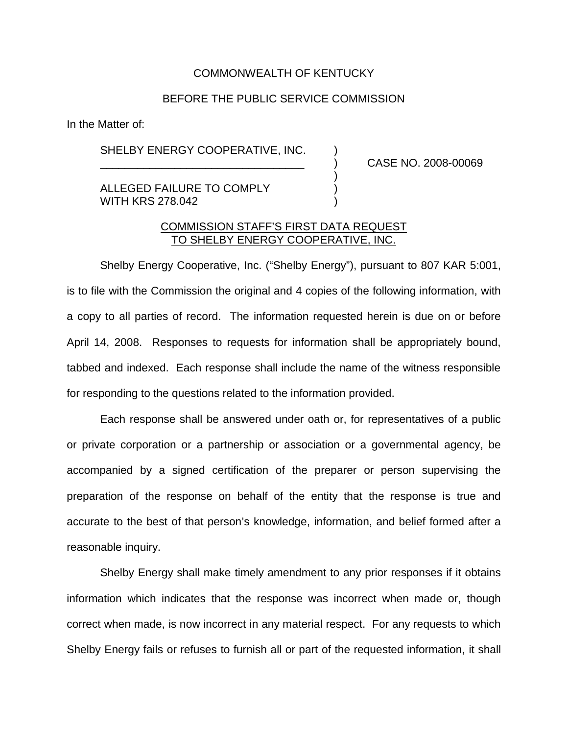COMMONWEALTH OF KENTUCKY

BEFORE THE PUBLIC SERVICE COMMISSION

In the Matter of:

SHELBY ENERGY COOPERATIVE, INC. )
\_\_\_\_\_\_\_\_\_\_\_\_\_\_\_\_\_\_\_\_\_\_\_\_\_\_\_\_\_\_\_\_\_ ) CASE NO. 2008-00069
)
ALLEGED FAILURE TO COMPLY )
WITH KRS 278.042 )

<u>COMMISSION STAFF'S FIRST DATA REQUEST TO SHELBY ENERGY COOPERATIVE, INC.</u>

Shelby Energy Cooperative, Inc. ("Shelby Energy"), pursuant to 807 KAR 5:001, is to file with the Commission the original and 4 copies of the following information, with a copy to all parties of record. The information requested herein is due on or before April 14, 2008. Responses to requests for information shall be appropriately bound, tabbed and indexed. Each response shall include the name of the witness responsible for responding to the questions related to the information provided.

Each response shall be answered under oath or, for representatives of a public or private corporation or a partnership or association or a governmental agency, be accompanied by a signed certification of the preparer or person supervising the preparation of the response on behalf of the entity that the response is true and accurate to the best of that person's knowledge, information, and belief formed after a reasonable inquiry.

Shelby Energy shall make timely amendment to any prior responses if it obtains information which indicates that the response was incorrect when made or, though correct when made, is now incorrect in any material respect. For any requests to which Shelby Energy fails or refuses to furnish all or part of the requested information, it shall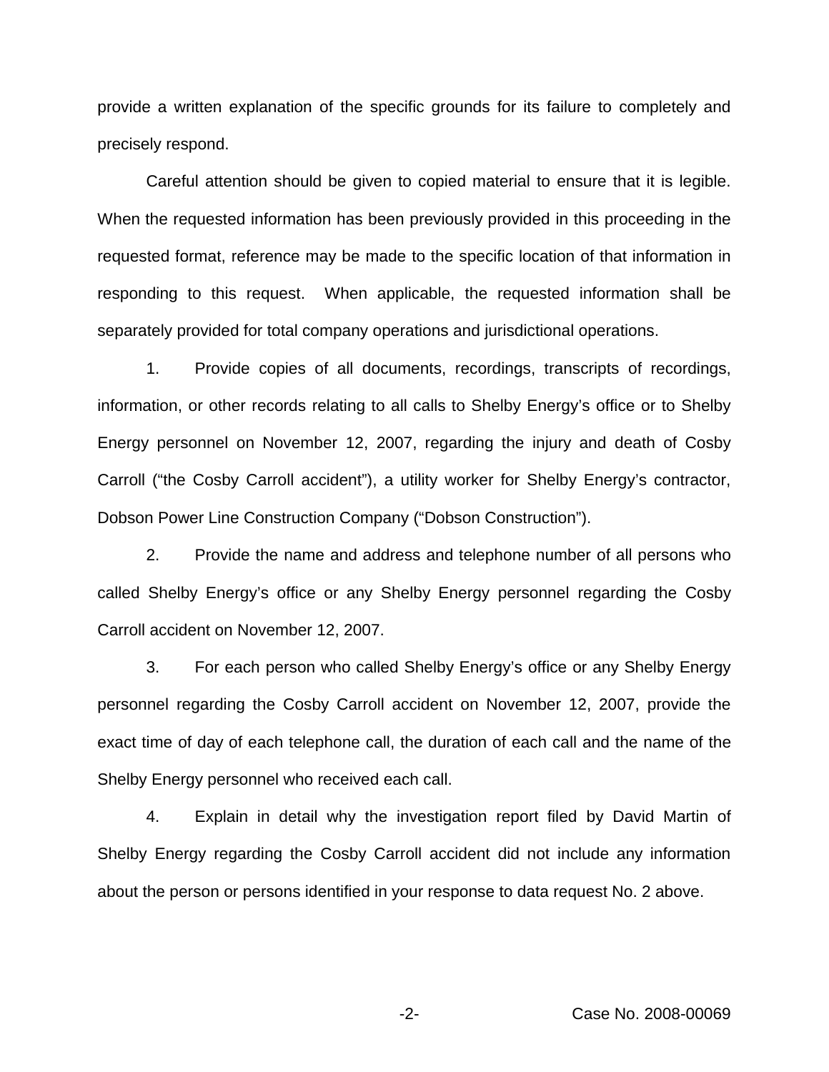provide a written explanation of the specific grounds for its failure to completely and precisely respond.

Careful attention should be given to copied material to ensure that it is legible. When the requested information has been previously provided in this proceeding in the requested format, reference may be made to the specific location of that information in responding to this request. When applicable, the requested information shall be separately provided for total company operations and jurisdictional operations.

1. Provide copies of all documents, recordings, transcripts of recordings, information, or other records relating to all calls to Shelby Energy's office or to Shelby Energy personnel on November 12, 2007, regarding the injury and death of Cosby Carroll ("the Cosby Carroll accident"), a utility worker for Shelby Energy's contractor, Dobson Power Line Construction Company ("Dobson Construction").

2. Provide the name and address and telephone number of all persons who called Shelby Energy's office or any Shelby Energy personnel regarding the Cosby Carroll accident on November 12, 2007.

3. For each person who called Shelby Energy's office or any Shelby Energy personnel regarding the Cosby Carroll accident on November 12, 2007, provide the exact time of day of each telephone call, the duration of each call and the name of the Shelby Energy personnel who received each call.

4. Explain in detail why the investigation report filed by David Martin of Shelby Energy regarding the Cosby Carroll accident did not include any information about the person or persons identified in your response to data request No. 2 above.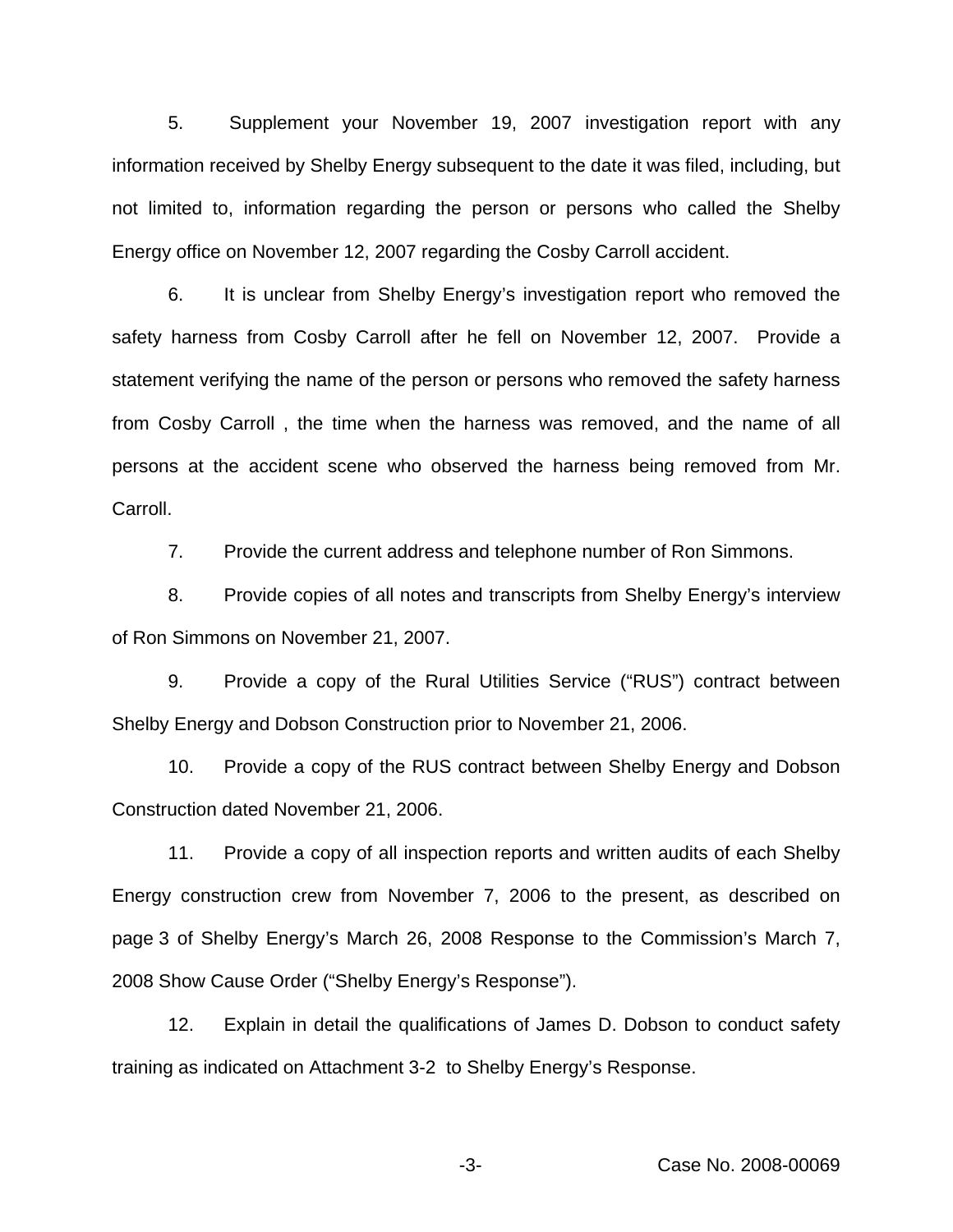5. Supplement your November 19, 2007 investigation report with any information received by Shelby Energy subsequent to the date it was filed, including, but not limited to, information regarding the person or persons who called the Shelby Energy office on November 12, 2007 regarding the Cosby Carroll accident.

6. It is unclear from Shelby Energy's investigation report who removed the safety harness from Cosby Carroll after he fell on November 12, 2007. Provide a statement verifying the name of the person or persons who removed the safety harness from Cosby Carroll , the time when the harness was removed, and the name of all persons at the accident scene who observed the harness being removed from Mr. Carroll.

7. Provide the current address and telephone number of Ron Simmons.

8. Provide copies of all notes and transcripts from Shelby Energy's interview of Ron Simmons on November 21, 2007.

9. Provide a copy of the Rural Utilities Service ("RUS") contract between Shelby Energy and Dobson Construction prior to November 21, 2006.

10. Provide a copy of the RUS contract between Shelby Energy and Dobson Construction dated November 21, 2006.

11. Provide a copy of all inspection reports and written audits of each Shelby Energy construction crew from November 7, 2006 to the present, as described on page 3 of Shelby Energy's March 26, 2008 Response to the Commission's March 7, 2008 Show Cause Order ("Shelby Energy's Response").

12. Explain in detail the qualifications of James D. Dobson to conduct safety training as indicated on Attachment 3-2 to Shelby Energy's Response.

Case No. 2008-00069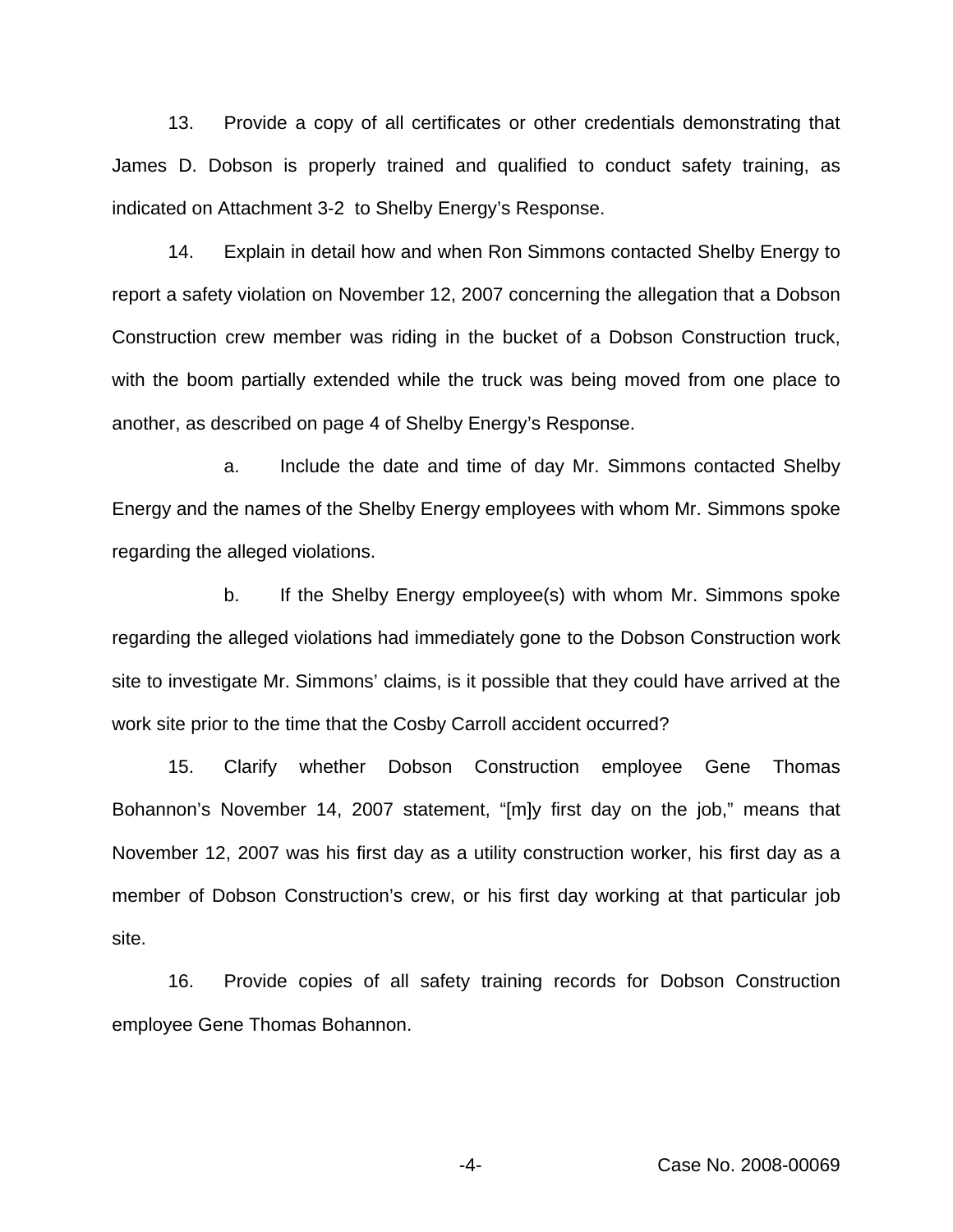13. Provide a copy of all certificates or other credentials demonstrating that James D. Dobson is properly trained and qualified to conduct safety training, as indicated on Attachment 3-2 to Shelby Energy's Response.

14. Explain in detail how and when Ron Simmons contacted Shelby Energy to report a safety violation on November 12, 2007 concerning the allegation that a Dobson Construction crew member was riding in the bucket of a Dobson Construction truck, with the boom partially extended while the truck was being moved from one place to another, as described on page 4 of Shelby Energy's Response.

a. Include the date and time of day Mr. Simmons contacted Shelby Energy and the names of the Shelby Energy employees with whom Mr. Simmons spoke regarding the alleged violations.

b. If the Shelby Energy employee(s) with whom Mr. Simmons spoke regarding the alleged violations had immediately gone to the Dobson Construction work site to investigate Mr. Simmons' claims, is it possible that they could have arrived at the work site prior to the time that the Cosby Carroll accident occurred?

15. Clarify whether Dobson Construction employee Gene Thomas Bohannon's November 14, 2007 statement, "[m]y first day on the job," means that November 12, 2007 was his first day as a utility construction worker, his first day as a member of Dobson Construction's crew, or his first day working at that particular job site.

16. Provide copies of all safety training records for Dobson Construction employee Gene Thomas Bohannon.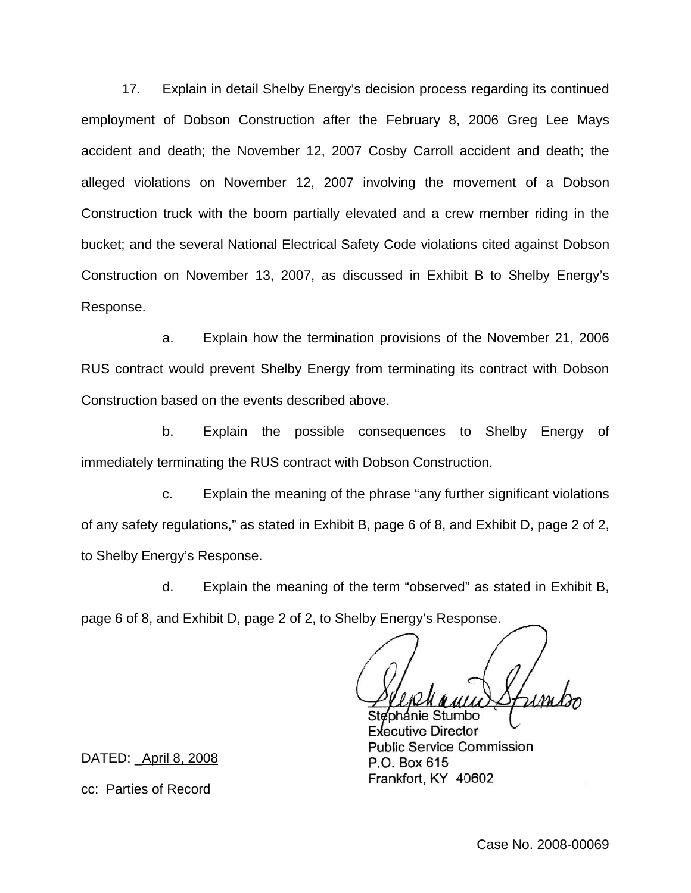17. Explain in detail Shelby Energy's decision process regarding its continued employment of Dobson Construction after the February 8, 2006 Greg Lee Mays accident and death; the November 12, 2007 Cosby Carroll accident and death; the alleged violations on November 12, 2007 involving the movement of a Dobson Construction truck with the boom partially elevated and a crew member riding in the bucket; and the several National Electrical Safety Code violations cited against Dobson Construction on November 13, 2007, as discussed in Exhibit B to Shelby Energy's Response.

a. Explain how the termination provisions of the November 21, 2006 RUS contract would prevent Shelby Energy from terminating its contract with Dobson Construction based on the events described above.

b. Explain the possible consequences to Shelby Energy of immediately terminating the RUS contract with Dobson Construction.

c. Explain the meaning of the phrase "any further significant violations of any safety regulations," as stated in Exhibit B, page 6 of 8, and Exhibit D, page 2 of 2, to Shelby Energy's Response.

d. Explain the meaning of the term "observed" as stated in Exhibit B, page 6 of 8, and Exhibit D, page 2 of 2, to Shelby Energy's Response.

Stephanie Stumbo
Executive Director
Public Service Commission
P.O. Box 615
Frankfort, KY 40602

DATED: April 8, 2008

cc: Parties of Record

Case No. 2008-00069